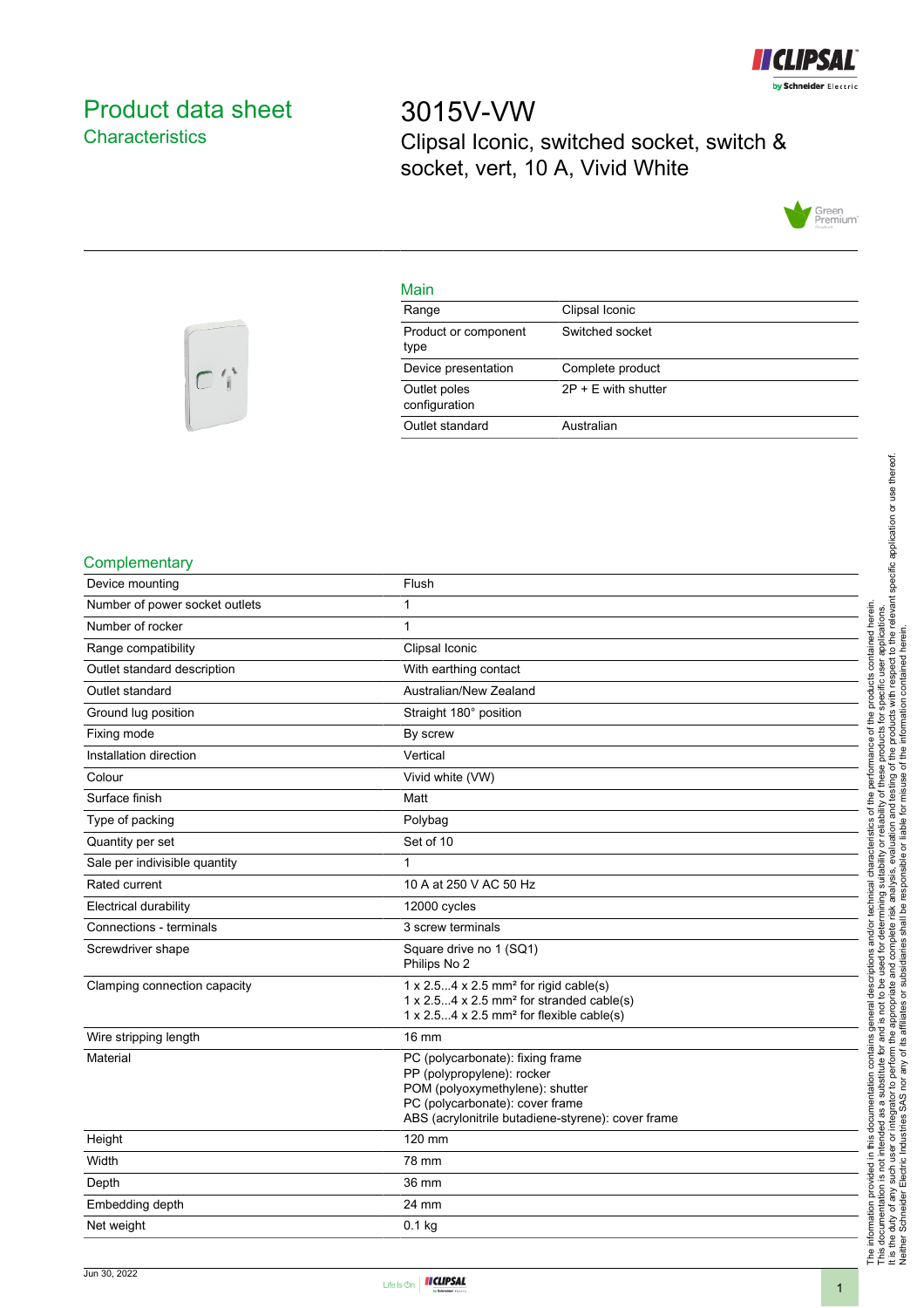# Product data sheet

## Characteristics

# 3015V-VW

Clipsal Iconic, switched socket, switch & socket, vert, 10 A, Vivid White

## Main

| Range | Clipsal Iconic |
|---|---|
| Product or component type | Switched socket |
| Device presentation | Complete product |
| Outlet poles configuration | 2P + E with shutter |
| Outlet standard | Australian |

## Complementary

| Device mounting | Flush |
|---|---|
| Number of power socket outlets | 1 |
| Number of rocker | 1 |
| Range compatibility | Clipsal Iconic |
| Outlet standard description | With earthing contact |
| Outlet standard | Australian/New Zealand |
| Ground lug position | Straight 180° position |
| Fixing mode | By screw |
| Installation direction | Vertical |
| Colour | Vivid white (VW) |
| Surface finish | Matt |
| Type of packing | Polybag |
| Quantity per set | Set of 10 |
| Sale per indivisible quantity | 1 |
| Rated current | 10 A at 250 V AC 50 Hz |
| Electrical durability | 12000 cycles |
| Connections - terminals | 3 screw terminals |
| Screwdriver shape | Square drive no 1 (SQ1)<br>Philips No 2 |
| Clamping connection capacity | 1 x 2.5...4 x 2.5 mm² for rigid cable(s)<br>1 x 2.5...4 x 2.5 mm² for stranded cable(s)<br>1 x 2.5...4 x 2.5 mm² for flexible cable(s) |
| Wire stripping length | 16 mm |
| Material | PC (polycarbonate): fixing frame<br>PP (polypropylene): rocker<br>POM (polyoxymethylene): shutter<br>PC (polycarbonate): cover frame<br>ABS (acrylonitrile butadiene-styrene): cover frame |
| Height | 120 mm |
| Width | 78 mm |
| Depth | 36 mm |
| Embedding depth | 24 mm |
| Net weight | 0.1 kg |

The information provided in this documentation contains general descriptions and/or technical characteristics of the performance of the products contained herein. This documentation is not intended as a substitute for and is not to be used for determining suitability or reliability of these products for specific user applications. It is the duty of any such user or integrator to perform the appropriate and complete risk analysis, evaluation and testing of the products with respect to the relevant specific application or use thereof. Neither Schneider Electric Industries SAS nor any of its affiliates or subsidiaries shall be responsible or liable for misuse of the information contained herein.

Jun 30, 2022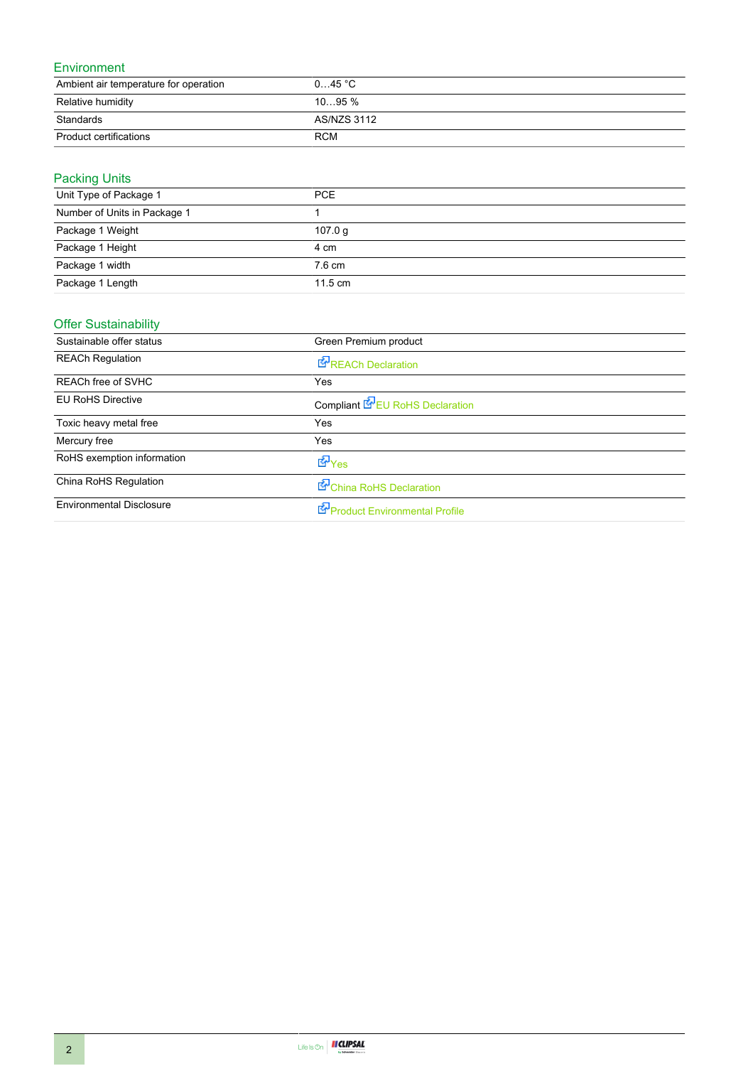## Environment

| | |
|---|---|
| Ambient air temperature for operation | 0…45 °C |
| Relative humidity | 10…95 % |
| Standards | AS/NZS 3112 |
| Product certifications | RCM |

## Packing Units

| | |
|---|---|
| Unit Type of Package 1 | PCE |
| Number of Units in Package 1 | 1 |
| Package 1 Weight | 107.0 g |
| Package 1 Height | 4 cm |
| Package 1 width | 7.6 cm |
| Package 1 Length | 11.5 cm |

## Offer Sustainability

| | |
|---|---|
| Sustainable offer status | Green Premium product |
| REACh Regulation | REACh Declaration |
| REACh free of SVHC | Yes |
| EU RoHS Directive | Compliant EU RoHS Declaration |
| Toxic heavy metal free | Yes |
| Mercury free | Yes |
| RoHS exemption information | Yes |
| China RoHS Regulation | China RoHS Declaration |
| Environmental Disclosure | Product Environmental Profile |